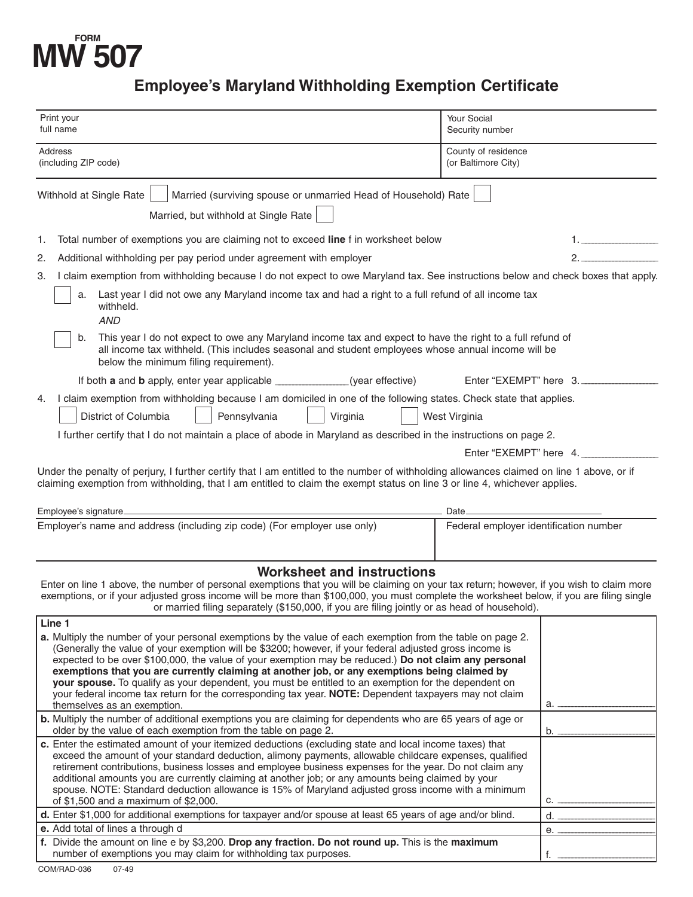FORM

# MW 507

## Employee's Maryland Withholding Exemption Certificate

| Print your full name | Your Social Security number |
|---|---|
| Address (including ZIP code) | County of residence (or Baltimore City) |

Withhold at Single Rate ☐ Married (surviving spouse or unmarried Head of Household) Rate ☐

Married, but withhold at Single Rate ☐

1. Total number of exemptions you are claiming not to exceed **line** f in worksheet below 1. ________
2. Additional withholding per pay period under agreement with employer 2. ________
3. I claim exemption from withholding because I do not expect to owe Maryland tax. See instructions below and check boxes that apply.

   ☐ a. Last year I did not owe any Maryland income tax and had a right to a full refund of all income tax withheld.
   *AND*

   ☐ b. This year I do not expect to owe any Maryland income tax and expect to have the right to a full refund of all income tax withheld. (This includes seasonal and student employees whose annual income will be below the minimum filing requirement).

   If both **a** and **b** apply, enter year applicable ____________(year effective) Enter "EXEMPT" here 3. ________

4. I claim exemption from withholding because I am domiciled in one of the following states. Check state that applies.

   ☐ District of Columbia ☐ Pennsylvania ☐ Virginia ☐ West Virginia

   I further certify that I do not maintain a place of abode in Maryland as described in the instructions on page 2.

   Enter "EXEMPT" here 4. ________

Under the penalty of perjury, I further certify that I am entitled to the number of withholding allowances claimed on line 1 above, or if claiming exemption from withholding, that I am entitled to claim the exempt status on line 3 or line 4, whichever applies.

Employee's signature________________________ Date____________

| Employer's name and address (including zip code) (For employer use only) | Federal employer identification number |
|---|---|
| | |

## Worksheet and instructions

Enter on line 1 above, the number of personal exemptions that you will be claiming on your tax return; however, if you wish to claim more exemptions, or if your adjusted gross income will be more than $100,000, you must complete the worksheet below, if you are filing single or married filing separately ($150,000, if you are filing jointly or as head of household).

| Line 1 | |
|---|---|
| **a.** Multiply the number of your personal exemptions by the value of each exemption from the table on page 2. (Generally the value of your exemption will be $3200; however, if your federal adjusted gross income is expected to be over $100,000, the value of your exemption may be reduced.) **Do not claim any personal exemptions that you are currently claiming at another job, or any exemptions being claimed by your spouse.** To qualify as your dependent, you must be entitled to an exemption for the dependent on your federal income tax return for the corresponding tax year. **NOTE:** Dependent taxpayers may not claim themselves as an exemption. | a. ________ |
| **b.** Multiply the number of additional exemptions you are claiming for dependents who are 65 years of age or older by the value of each exemption from the table on page 2. | b. ________ |
| **c.** Enter the estimated amount of your itemized deductions (excluding state and local income taxes) that exceed the amount of your standard deduction, alimony payments, allowable childcare expenses, qualified retirement contributions, business losses and employee business expenses for the year. Do not claim any additional amounts you are currently claiming at another job; or any amounts being claimed by your spouse. NOTE: Standard deduction allowance is 15% of Maryland adjusted gross income with a minimum of $1,500 and a maximum of $2,000. | c. ________ |
| **d.** Enter $1,000 for additional exemptions for taxpayer and/or spouse at least 65 years of age and/or blind. | d. ________ |
| **e.** Add total of lines a through d | e. ________ |
| **f.** Divide the amount on line e by $3,200. **Drop any fraction. Do not round up.** This is the **maximum** number of exemptions you may claim for withholding tax purposes. | f. ________ |

COM/RAD-036 07-49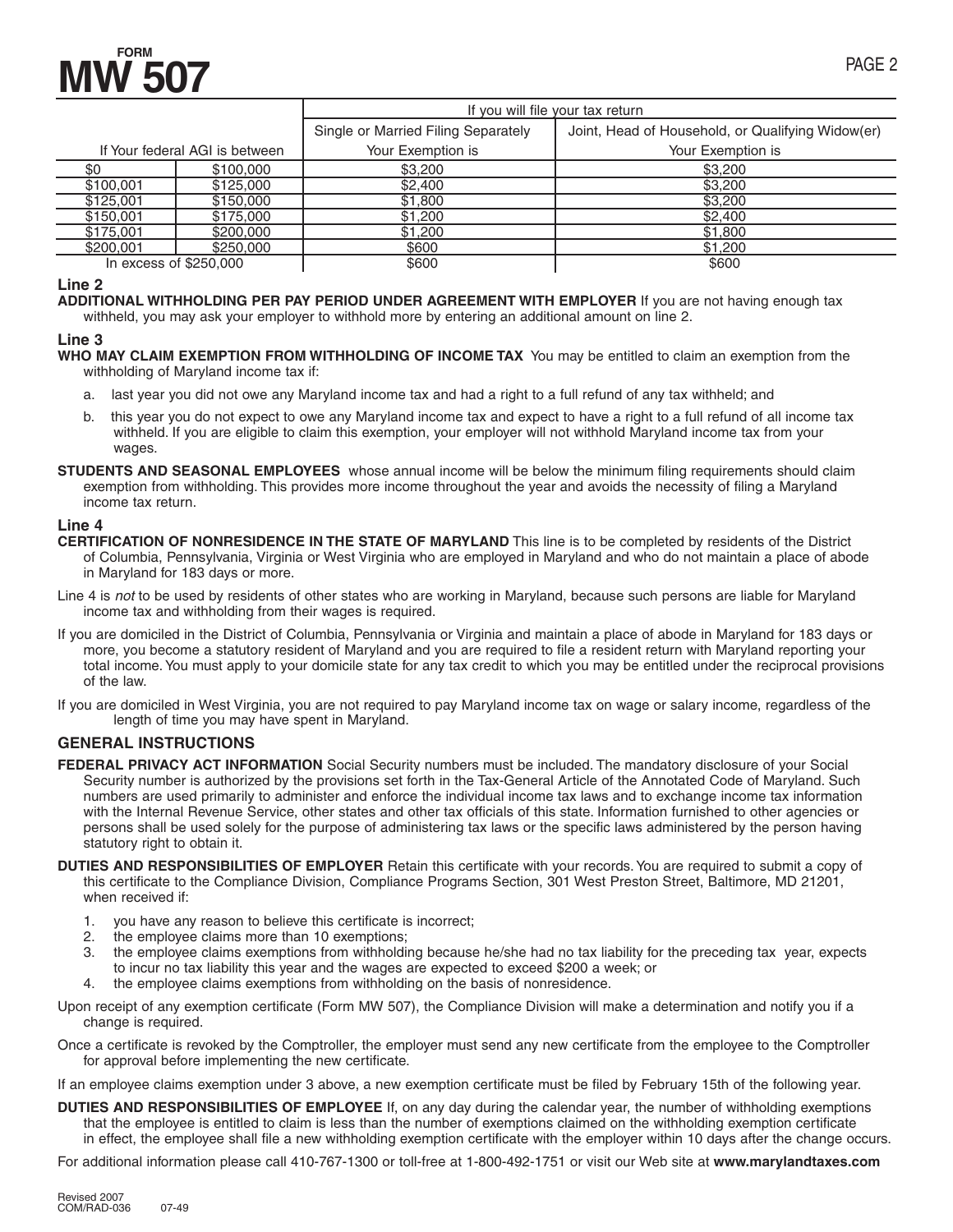# FORM MW 507

| If Your federal AGI is between | | If you will file your tax return: Single or Married Filing Separately — Your Exemption is | Joint, Head of Household, or Qualifying Widow(er) — Your Exemption is |
|---|---|---|---|
| $0 | $100,000 | $3,200 | $3,200 |
| $100,001 | $125,000 | $2,400 | $3,200 |
| $125,001 | $150,000 | $1,800 | $3,200 |
| $150,001 | $175,000 | $1,200 | $2,400 |
| $175,001 | $200,000 | $1,200 | $1,800 |
| $200,001 | $250,000 | $600 | $1,200 |
| In excess of $250,000 | | $600 | $600 |

### Line 2

**ADDITIONAL WITHHOLDING PER PAY PERIOD UNDER AGREEMENT WITH EMPLOYER** If you are not having enough tax withheld, you may ask your employer to withhold more by entering an additional amount on line 2.

### Line 3

**WHO MAY CLAIM EXEMPTION FROM WITHHOLDING OF INCOME TAX** You may be entitled to claim an exemption from the withholding of Maryland income tax if:

a. last year you did not owe any Maryland income tax and had a right to a full refund of any tax withheld; and

b. this year you do not expect to owe any Maryland income tax and expect to have a right to a full refund of all income tax withheld. If you are eligible to claim this exemption, your employer will not withhold Maryland income tax from your wages.

**STUDENTS AND SEASONAL EMPLOYEES** whose annual income will be below the minimum filing requirements should claim exemption from withholding. This provides more income throughout the year and avoids the necessity of filing a Maryland income tax return.

### Line 4

**CERTIFICATION OF NONRESIDENCE IN THE STATE OF MARYLAND** This line is to be completed by residents of the District of Columbia, Pennsylvania, Virginia or West Virginia who are employed in Maryland and who do not maintain a place of abode in Maryland for 183 days or more.

Line 4 is *not* to be used by residents of other states who are working in Maryland, because such persons are liable for Maryland income tax and withholding from their wages is required.

If you are domiciled in the District of Columbia, Pennsylvania or Virginia and maintain a place of abode in Maryland for 183 days or more, you become a statutory resident of Maryland and you are required to file a resident return with Maryland reporting your total income. You must apply to your domicile state for any tax credit to which you may be entitled under the reciprocal provisions of the law.

If you are domiciled in West Virginia, you are not required to pay Maryland income tax on wage or salary income, regardless of the length of time you may have spent in Maryland.

## GENERAL INSTRUCTIONS

**FEDERAL PRIVACY ACT INFORMATION** Social Security numbers must be included. The mandatory disclosure of your Social Security number is authorized by the provisions set forth in the Tax-General Article of the Annotated Code of Maryland. Such numbers are used primarily to administer and enforce the individual income tax laws and to exchange income tax information with the Internal Revenue Service, other states and other tax officials of this state. Information furnished to other agencies or persons shall be used solely for the purpose of administering tax laws or the specific laws administered by the person having statutory right to obtain it.

**DUTIES AND RESPONSIBILITIES OF EMPLOYER** Retain this certificate with your records. You are required to submit a copy of this certificate to the Compliance Division, Compliance Programs Section, 301 West Preston Street, Baltimore, MD 21201, when received if:

1. you have any reason to believe this certificate is incorrect;
2. the employee claims more than 10 exemptions;
3. the employee claims exemptions from withholding because he/she had no tax liability for the preceding tax year, expects to incur no tax liability this year and the wages are expected to exceed $200 a week; or
4. the employee claims exemptions from withholding on the basis of nonresidence.

Upon receipt of any exemption certificate (Form MW 507), the Compliance Division will make a determination and notify you if a change is required.

Once a certificate is revoked by the Comptroller, the employer must send any new certificate from the employee to the Comptroller for approval before implementing the new certificate.

If an employee claims exemption under 3 above, a new exemption certificate must be filed by February 15th of the following year.

**DUTIES AND RESPONSIBILITIES OF EMPLOYEE** If, on any day during the calendar year, the number of withholding exemptions that the employee is entitled to claim is less than the number of exemptions claimed on the withholding exemption certificate in effect, the employee shall file a new withholding exemption certificate with the employer within 10 days after the change occurs.

For additional information please call 410-767-1300 or toll-free at 1-800-492-1751 or visit our Web site at **www.marylandtaxes.com**

Revised 2007
COM/RAD-036 07-49